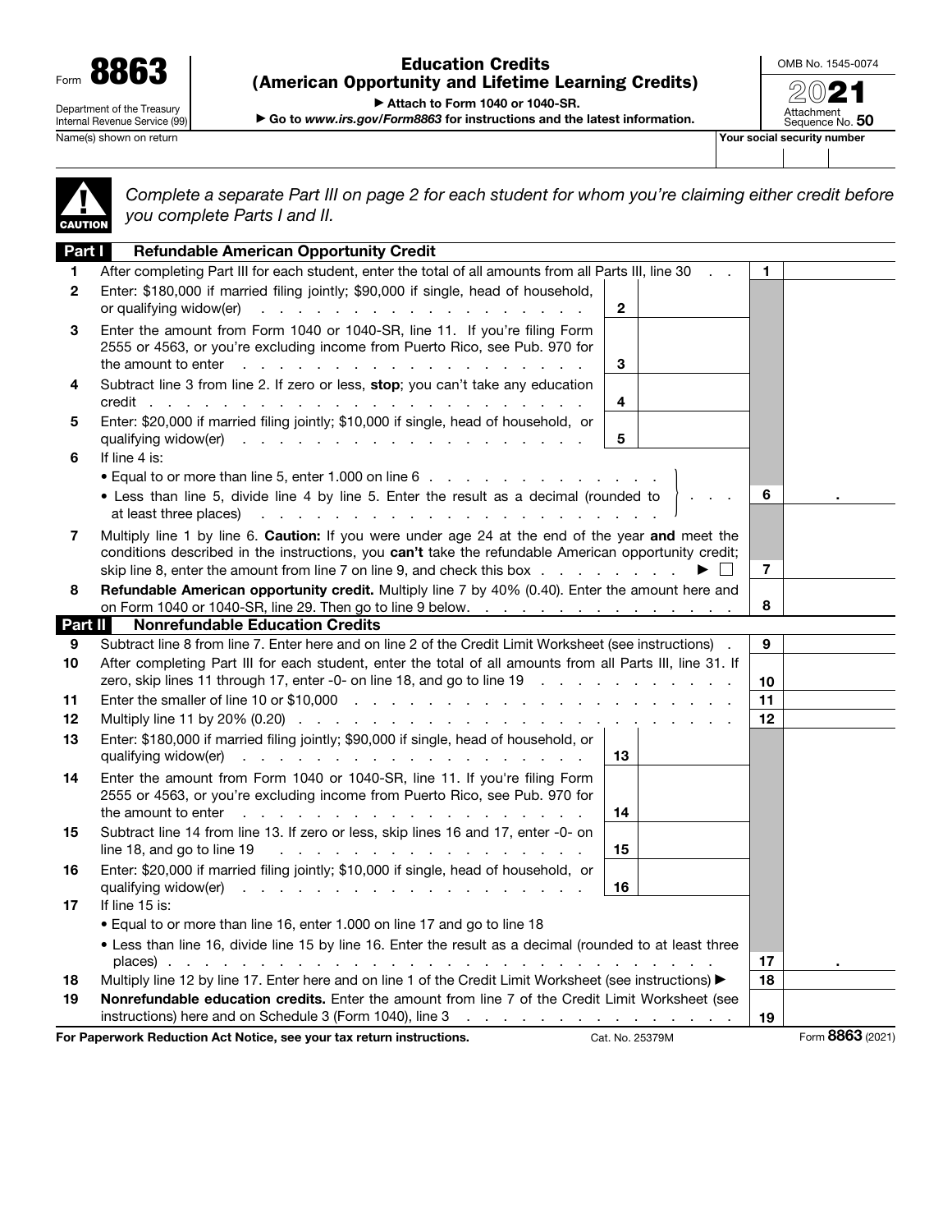Form **8863**

Department of the Treasury
Internal Revenue Service (99)

# Education Credits (American Opportunity and Lifetime Learning Credits)

▶ Attach to Form 1040 or 1040-SR.

▶ Go to *www.irs.gov/Form8863* for instructions and the latest information.

OMB No. 1545-0074

**2021**

Attachment Sequence No. **50**

Name(s) shown on return | Your social security number

**CAUTION** *Complete a separate Part III on page 2 for each student for whom you're claiming either credit before you complete Parts I and II.*

## Part I Refundable American Opportunity Credit

| Line | Description | | | Line | Amount |
|---|---|---|---|---|---|
| 1 | After completing Part III for each student, enter the total of all amounts from all Parts III, line 30 | | | 1 | |
| 2 | Enter: $180,000 if married filing jointly; $90,000 if single, head of household, or qualifying widow(er) | 2 | | | |
| 3 | Enter the amount from Form 1040 or 1040-SR, line 11. If you're filing Form 2555 or 4563, or you're excluding income from Puerto Rico, see Pub. 970 for the amount to enter | 3 | | | |
| 4 | Subtract line 3 from line 2. If zero or less, **stop**; you can't take any education credit | 4 | | | |
| 5 | Enter: $20,000 if married filing jointly; $10,000 if single, head of household, or qualifying widow(er) | 5 | | | |
| 6 | If line 4 is: • Equal to or more than line 5, enter 1.000 on line 6 • Less than line 5, divide line 4 by line 5. Enter the result as a decimal (rounded to at least three places) | | | 6 | . |
| 7 | Multiply line 1 by line 6. **Caution:** If you were under age 24 at the end of the year **and** meet the conditions described in the instructions, you **can't** take the refundable American opportunity credit; skip line 8, enter the amount from line 7 on line 9, and check this box ▶ ☐ | | | 7 | |
| 8 | **Refundable American opportunity credit.** Multiply line 7 by 40% (0.40). Enter the amount here and on Form 1040 or 1040-SR, line 29. Then go to line 9 below. | | | 8 | |

## Part II Nonrefundable Education Credits

| Line | Description | | | Line | Amount |
|---|---|---|---|---|---|
| 9 | Subtract line 8 from line 7. Enter here and on line 2 of the Credit Limit Worksheet (see instructions) | | | 9 | |
| 10 | After completing Part III for each student, enter the total of all amounts from all Parts III, line 31. If zero, skip lines 11 through 17, enter -0- on line 18, and go to line 19 | | | 10 | |
| 11 | Enter the smaller of line 10 or $10,000 | | | 11 | |
| 12 | Multiply line 11 by 20% (0.20) | | | 12 | |
| 13 | Enter: $180,000 if married filing jointly; $90,000 if single, head of household, or qualifying widow(er) | 13 | | | |
| 14 | Enter the amount from Form 1040 or 1040-SR, line 11. If you're filing Form 2555 or 4563, or you're excluding income from Puerto Rico, see Pub. 970 for the amount to enter | 14 | | | |
| 15 | Subtract line 14 from line 13. If zero or less, skip lines 16 and 17, enter -0- on line 18, and go to line 19 | 15 | | | |
| 16 | Enter: $20,000 if married filing jointly; $10,000 if single, head of household, or qualifying widow(er) | 16 | | | |
| 17 | If line 15 is: • Equal to or more than line 16, enter 1.000 on line 17 and go to line 18 • Less than line 16, divide line 15 by line 16. Enter the result as a decimal (rounded to at least three places) | | | 17 | . |
| 18 | Multiply line 12 by line 17. Enter here and on line 1 of the Credit Limit Worksheet (see instructions) ▶ | | | 18 | |
| 19 | **Nonrefundable education credits.** Enter the amount from line 7 of the Credit Limit Worksheet (see instructions) here and on Schedule 3 (Form 1040), line 3 | | | 19 | |

**For Paperwork Reduction Act Notice, see your tax return instructions.** Cat. No. 25379M Form **8863** (2021)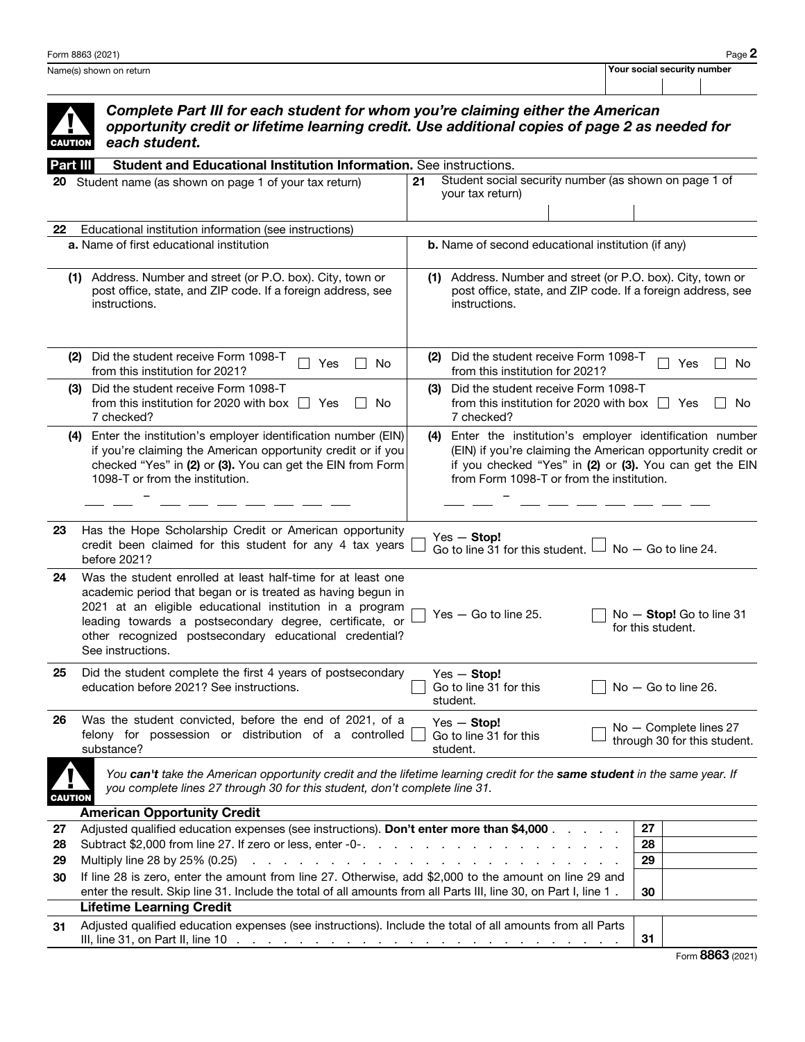Name(s) shown on return | Your social security number

**CAUTION** ***Complete Part III for each student for whom you're claiming either the American opportunity credit or lifetime learning credit. Use additional copies of page 2 as needed for each student.***

## Part III Student and Educational Institution Information. See instructions.

| | |
|---|---|
| **20** Student name (as shown on page 1 of your tax return) | **21** Student social security number (as shown on page 1 of your tax return) |

**22** Educational institution information (see instructions)

| | |
|---|---|
| **a.** Name of first educational institution | **b.** Name of second educational institution (if any) |
| **(1)** Address. Number and street (or P.O. box). City, town or post office, state, and ZIP code. If a foreign address, see instructions. | **(1)** Address. Number and street (or P.O. box). City, town or post office, state, and ZIP code. If a foreign address, see instructions. |
| **(2)** Did the student receive Form 1098-T from this institution for 2021? ☐ Yes ☐ No | **(2)** Did the student receive Form 1098-T from this institution for 2021? ☐ Yes ☐ No |
| **(3)** Did the student receive Form 1098-T from this institution for 2020 with box 7 checked? ☐ Yes ☐ No | **(3)** Did the student receive Form 1098-T from this institution for 2020 with box 7 checked? ☐ Yes ☐ No |
| **(4)** Enter the institution's employer identification number (EIN) if you're claiming the American opportunity credit or if you checked "Yes" in **(2)** or **(3).** You can get the EIN from Form 1098-T or from the institution. __ __ – __ __ __ __ __ __ __ | **(4)** Enter the institution's employer identification number (EIN) if you're claiming the American opportunity credit or if you checked "Yes" in **(2)** or **(3).** You can get the EIN from Form 1098-T or from the institution. __ __ – __ __ __ __ __ __ __ |

| Line | Question | | |
|---|---|---|---|
| **23** | Has the Hope Scholarship Credit or American opportunity credit been claimed for this student for any 4 tax years before 2021? | ☐ Yes — **Stop!** Go to line 31 for this student. | ☐ No — Go to line 24. |
| **24** | Was the student enrolled at least half-time for at least one academic period that began or is treated as having begun in 2021 at an eligible educational institution in a program leading towards a postsecondary degree, certificate, or other recognized postsecondary educational credential? See instructions. | ☐ Yes — Go to line 25. | ☐ No — **Stop!** Go to line 31 for this student. |
| **25** | Did the student complete the first 4 years of postsecondary education before 2021? See instructions. | ☐ Yes — **Stop!** Go to line 31 for this student. | ☐ No — Go to line 26. |
| **26** | Was the student convicted, before the end of 2021, of a felony for possession or distribution of a controlled substance? | ☐ Yes — **Stop!** Go to line 31 for this student. | ☐ No — Complete lines 27 through 30 for this student. |

**CAUTION** *You* ***can't*** *take the American opportunity credit and the lifetime learning credit for the* ***same student*** *in the same year. If you complete lines 27 through 30 for this student, don't complete line 31.*

### American Opportunity Credit

| Line | Description | Line | Amount |
|---|---|---|---|
| **27** | Adjusted qualified education expenses (see instructions). **Don't enter more than $4,000** | **27** | |
| **28** | Subtract $2,000 from line 27. If zero or less, enter -0- | **28** | |
| **29** | Multiply line 28 by 25% (0.25) | **29** | |
| **30** | If line 28 is zero, enter the amount from line 27. Otherwise, add $2,000 to the amount on line 29 and enter the result. Skip line 31. Include the total of all amounts from all Parts III, line 30, on Part I, line 1 | **30** | |

### Lifetime Learning Credit

| Line | Description | Line | Amount |
|---|---|---|---|
| **31** | Adjusted qualified education expenses (see instructions). Include the total of all amounts from all Parts III, line 31, on Part II, line 10 | **31** | |

Form **8863** (2021)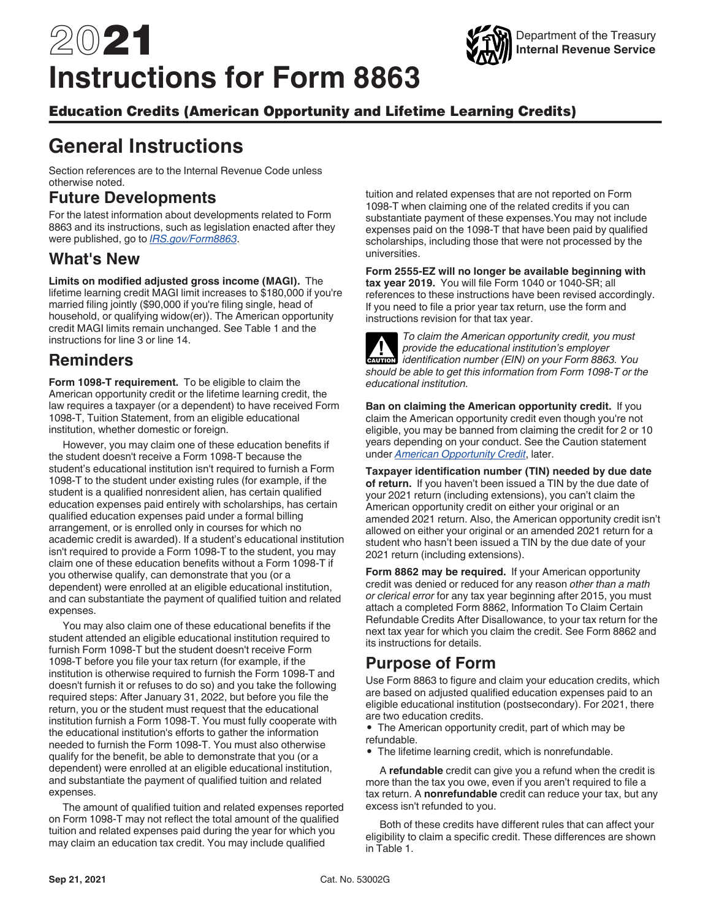# 2021 Instructions for Form 8863

## Education Credits (American Opportunity and Lifetime Learning Credits)

# General Instructions

Section references are to the Internal Revenue Code unless otherwise noted.

## Future Developments

For the latest information about developments related to Form 8863 and its instructions, such as legislation enacted after they were published, go to *IRS.gov/Form8863*.

## What's New

**Limits on modified adjusted gross income (MAGI).** The lifetime learning credit MAGI limit increases to $180,000 if you're married filing jointly ($90,000 if you're filing single, head of household, or qualifying widow(er)). The American opportunity credit MAGI limits remain unchanged. See Table 1 and the instructions for line 3 or line 14.

## Reminders

**Form 1098-T requirement.** To be eligible to claim the American opportunity credit or the lifetime learning credit, the law requires a taxpayer (or a dependent) to have received Form 1098-T, Tuition Statement, from an eligible educational institution, whether domestic or foreign.

However, you may claim one of these education benefits if the student doesn't receive a Form 1098-T because the student's educational institution isn't required to furnish a Form 1098-T to the student under existing rules (for example, if the student is a qualified nonresident alien, has certain qualified education expenses paid entirely with scholarships, has certain qualified education expenses paid under a formal billing arrangement, or is enrolled only in courses for which no academic credit is awarded). If a student's educational institution isn't required to provide a Form 1098-T to the student, you may claim one of these education benefits without a Form 1098-T if you otherwise qualify, can demonstrate that you (or a dependent) were enrolled at an eligible educational institution, and can substantiate the payment of qualified tuition and related expenses.

You may also claim one of these educational benefits if the student attended an eligible educational institution required to furnish Form 1098-T but the student doesn't receive Form 1098-T before you file your tax return (for example, if the institution is otherwise required to furnish the Form 1098-T and doesn't furnish it or refuses to do so) and you take the following required steps: After January 31, 2022, but before you file the return, you or the student must request that the educational institution furnish a Form 1098-T. You must fully cooperate with the educational institution's efforts to gather the information needed to furnish the Form 1098-T. You must also otherwise qualify for the benefit, be able to demonstrate that you (or a dependent) were enrolled at an eligible educational institution, and substantiate the payment of qualified tuition and related expenses.

The amount of qualified tuition and related expenses reported on Form 1098-T may not reflect the total amount of the qualified tuition and related expenses paid during the year for which you may claim an education tax credit. You may include qualified tuition and related expenses that are not reported on Form 1098-T when claiming one of the related credits if you can substantiate payment of these expenses.You may not include expenses paid on the 1098-T that have been paid by qualified scholarships, including those that were not processed by the universities.

**Form 2555-EZ will no longer be available beginning with tax year 2019.** You will file Form 1040 or 1040-SR; all references to these instructions have been revised accordingly. If you need to file a prior year tax return, use the form and instructions revision for that tax year.

**CAUTION:** *To claim the American opportunity credit, you must provide the educational institution's employer identification number (EIN) on your Form 8863. You should be able to get this information from Form 1098-T or the educational institution.*

**Ban on claiming the American opportunity credit.** If you claim the American opportunity credit even though you're not eligible, you may be banned from claiming the credit for 2 or 10 years depending on your conduct. See the Caution statement under *American Opportunity Credit*, later.

**Taxpayer identification number (TIN) needed by due date of return.** If you haven't been issued a TIN by the due date of your 2021 return (including extensions), you can't claim the American opportunity credit on either your original or an amended 2021 return. Also, the American opportunity credit isn't allowed on either your original or an amended 2021 return for a student who hasn't been issued a TIN by the due date of your 2021 return (including extensions).

**Form 8862 may be required.** If your American opportunity credit was denied or reduced for any reason *other than a math or clerical error* for any tax year beginning after 2015, you must attach a completed Form 8862, Information To Claim Certain Refundable Credits After Disallowance, to your tax return for the next tax year for which you claim the credit. See Form 8862 and its instructions for details.

## Purpose of Form

Use Form 8863 to figure and claim your education credits, which are based on adjusted qualified education expenses paid to an eligible educational institution (postsecondary). For 2021, there are two education credits.

- The American opportunity credit, part of which may be refundable.
- The lifetime learning credit, which is nonrefundable.

A **refundable** credit can give you a refund when the credit is more than the tax you owe, even if you aren't required to file a tax return. A **nonrefundable** credit can reduce your tax, but any excess isn't refunded to you.

Both of these credits have different rules that can affect your eligibility to claim a specific credit. These differences are shown in Table 1.

Sep 21, 2021 Cat. No. 53002G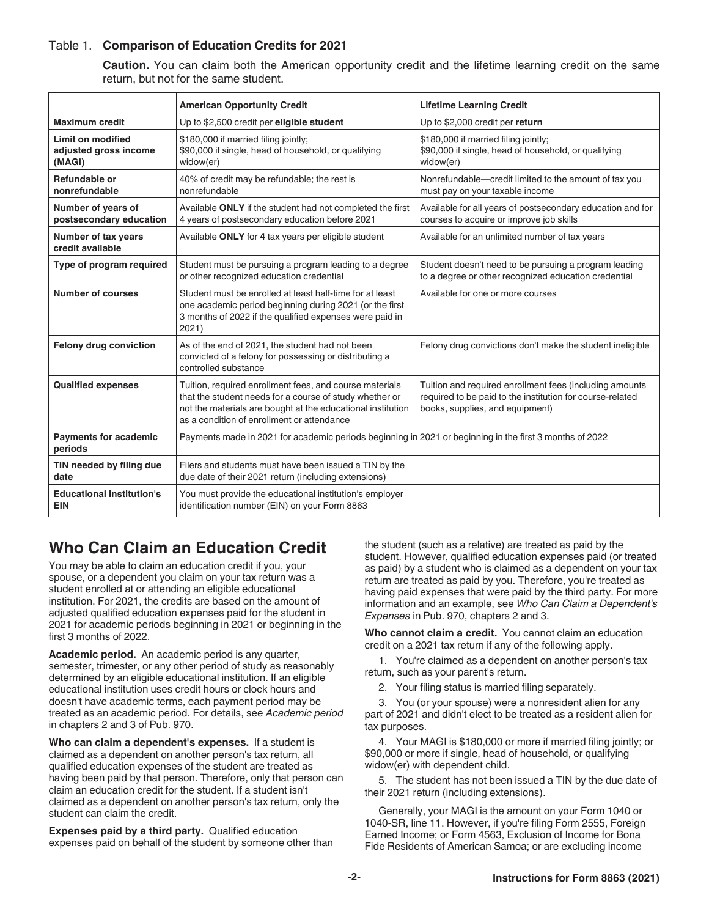Table 1. **Comparison of Education Credits for 2021**

**Caution.** You can claim both the American opportunity credit and the lifetime learning credit on the same return, but not for the same student.

| | **American Opportunity Credit** | **Lifetime Learning Credit** |
|---|---|---|
| **Maximum credit** | Up to $2,500 credit per **eligible student** | Up to $2,000 credit per **return** |
| **Limit on modified adjusted gross income (MAGI)** | $180,000 if married filing jointly; $90,000 if single, head of household, or qualifying widow(er) | $180,000 if married filing jointly; $90,000 if single, head of household, or qualifying widow(er) |
| **Refundable or nonrefundable** | 40% of credit may be refundable; the rest is nonrefundable | Nonrefundable—credit limited to the amount of tax you must pay on your taxable income |
| **Number of years of postsecondary education** | Available **ONLY** if the student had not completed the first 4 years of postsecondary education before 2021 | Available for all years of postsecondary education and for courses to acquire or improve job skills |
| **Number of tax years credit available** | Available **ONLY** for **4** tax years per eligible student | Available for an unlimited number of tax years |
| **Type of program required** | Student must be pursuing a program leading to a degree or other recognized education credential | Student doesn't need to be pursuing a program leading to a degree or other recognized education credential |
| **Number of courses** | Student must be enrolled at least half-time for at least one academic period beginning during 2021 (or the first 3 months of 2022 if the qualified expenses were paid in 2021) | Available for one or more courses |
| **Felony drug conviction** | As of the end of 2021, the student had not been convicted of a felony for possessing or distributing a controlled substance | Felony drug convictions don't make the student ineligible |
| **Qualified expenses** | Tuition, required enrollment fees, and course materials that the student needs for a course of study whether or not the materials are bought at the educational institution as a condition of enrollment or attendance | Tuition and required enrollment fees (including amounts required to be paid to the institution for course-related books, supplies, and equipment) |
| **Payments for academic periods** | Payments made in 2021 for academic periods beginning in 2021 or beginning in the first 3 months of 2022 | |
| **TIN needed by filing due date** | Filers and students must have been issued a TIN by the due date of their 2021 return (including extensions) | |
| **Educational institution's EIN** | You must provide the educational institution's employer identification number (EIN) on your Form 8863 | |

## Who Can Claim an Education Credit

You may be able to claim an education credit if you, your spouse, or a dependent you claim on your tax return was a student enrolled at or attending an eligible educational institution. For 2021, the credits are based on the amount of adjusted qualified education expenses paid for the student in 2021 for academic periods beginning in 2021 or beginning in the first 3 months of 2022.

**Academic period.** An academic period is any quarter, semester, trimester, or any other period of study as reasonably determined by an eligible educational institution. If an eligible educational institution uses credit hours or clock hours and doesn't have academic terms, each payment period may be treated as an academic period. For details, see *Academic period* in chapters 2 and 3 of Pub. 970.

**Who can claim a dependent's expenses.** If a student is claimed as a dependent on another person's tax return, all qualified education expenses of the student are treated as having been paid by that person. Therefore, only that person can claim an education credit for the student. If a student isn't claimed as a dependent on another person's tax return, only the student can claim the credit.

**Expenses paid by a third party.** Qualified education expenses paid on behalf of the student by someone other than the student (such as a relative) are treated as paid by the student. However, qualified education expenses paid (or treated as paid) by a student who is claimed as a dependent on your tax return are treated as paid by you. Therefore, you're treated as having paid expenses that were paid by the third party. For more information and an example, see *Who Can Claim a Dependent's Expenses* in Pub. 970, chapters 2 and 3.

**Who cannot claim a credit.** You cannot claim an education credit on a 2021 tax return if any of the following apply.

1. You're claimed as a dependent on another person's tax return, such as your parent's return.
2. Your filing status is married filing separately.
3. You (or your spouse) were a nonresident alien for any part of 2021 and didn't elect to be treated as a resident alien for tax purposes.
4. Your MAGI is $180,000 or more if married filing jointly; or $90,000 or more if single, head of household, or qualifying widow(er) with dependent child.
5. The student has not been issued a TIN by the due date of their 2021 return (including extensions).

Generally, your MAGI is the amount on your Form 1040 or 1040-SR, line 11. However, if you're filing Form 2555, Foreign Earned Income; or Form 4563, Exclusion of Income for Bona Fide Residents of American Samoa; or are excluding income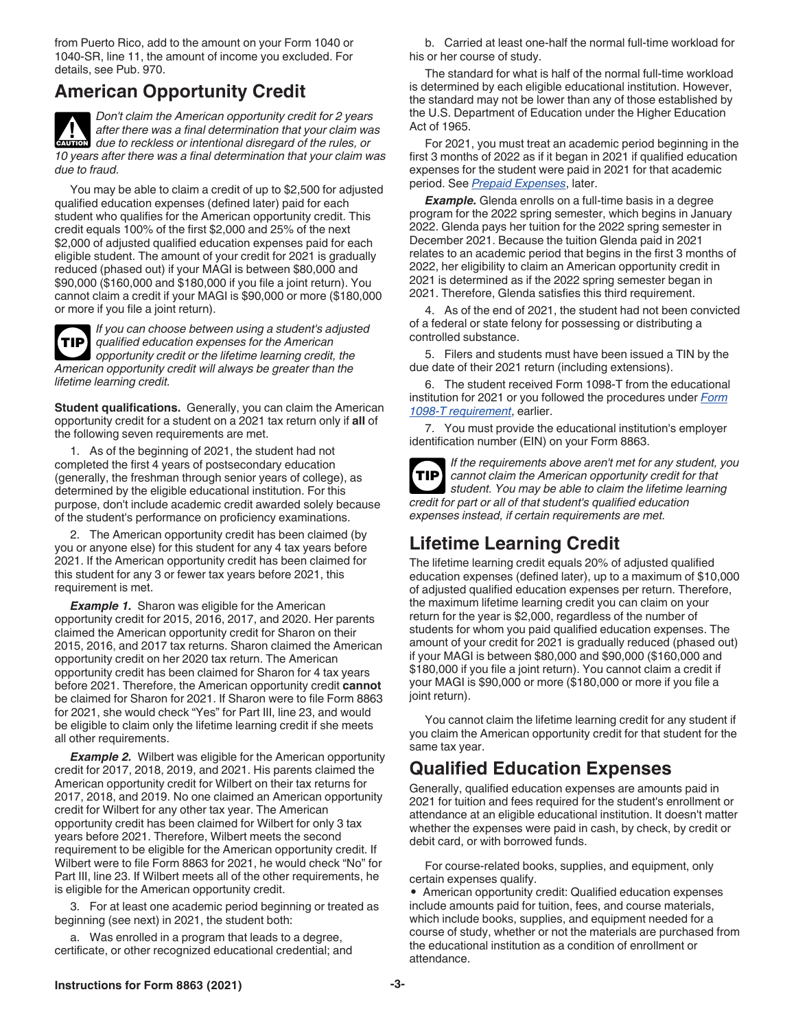from Puerto Rico, add to the amount on your Form 1040 or 1040-SR, line 11, the amount of income you excluded. For details, see Pub. 970.

## American Opportunity Credit

**CAUTION** *Don't claim the American opportunity credit for 2 years after there was a final determination that your claim was due to reckless or intentional disregard of the rules, or 10 years after there was a final determination that your claim was due to fraud.*

You may be able to claim a credit of up to $2,500 for adjusted qualified education expenses (defined later) paid for each student who qualifies for the American opportunity credit. This credit equals 100% of the first $2,000 and 25% of the next $2,000 of adjusted qualified education expenses paid for each eligible student. The amount of your credit for 2021 is gradually reduced (phased out) if your MAGI is between $80,000 and $90,000 ($160,000 and $180,000 if you file a joint return). You cannot claim a credit if your MAGI is $90,000 or more ($180,000 or more if you file a joint return).

**TIP** *If you can choose between using a student's adjusted qualified education expenses for the American opportunity credit or the lifetime learning credit, the American opportunity credit will always be greater than the lifetime learning credit.*

**Student qualifications.** Generally, you can claim the American opportunity credit for a student on a 2021 tax return only if **all** of the following seven requirements are met.

1. As of the beginning of 2021, the student had not completed the first 4 years of postsecondary education (generally, the freshman through senior years of college), as determined by the eligible educational institution. For this purpose, don't include academic credit awarded solely because of the student's performance on proficiency examinations.

2. The American opportunity credit has been claimed (by you or anyone else) for this student for any 4 tax years before 2021. If the American opportunity credit has been claimed for this student for any 3 or fewer tax years before 2021, this requirement is met.

***Example 1.*** Sharon was eligible for the American opportunity credit for 2015, 2016, 2017, and 2020. Her parents claimed the American opportunity credit for Sharon on their 2015, 2016, and 2017 tax returns. Sharon claimed the American opportunity credit on her 2020 tax return. The American opportunity credit has been claimed for Sharon for 4 tax years before 2021. Therefore, the American opportunity credit **cannot** be claimed for Sharon for 2021. If Sharon were to file Form 8863 for 2021, she would check "Yes" for Part III, line 23, and would be eligible to claim only the lifetime learning credit if she meets all other requirements.

***Example 2.*** Wilbert was eligible for the American opportunity credit for 2017, 2018, 2019, and 2021. His parents claimed the American opportunity credit for Wilbert on their tax returns for 2017, 2018, and 2019. No one claimed an American opportunity credit for Wilbert for any other tax year. The American opportunity credit has been claimed for Wilbert for only 3 tax years before 2021. Therefore, Wilbert meets the second requirement to be eligible for the American opportunity credit. If Wilbert were to file Form 8863 for 2021, he would check "No" for Part III, line 23. If Wilbert meets all of the other requirements, he is eligible for the American opportunity credit.

3. For at least one academic period beginning or treated as beginning (see next) in 2021, the student both:

a. Was enrolled in a program that leads to a degree, certificate, or other recognized educational credential; and

b. Carried at least one-half the normal full-time workload for his or her course of study.

The standard for what is half of the normal full-time workload is determined by each eligible educational institution. However, the standard may not be lower than any of those established by the U.S. Department of Education under the Higher Education Act of 1965.

For 2021, you must treat an academic period beginning in the first 3 months of 2022 as if it began in 2021 if qualified education expenses for the student were paid in 2021 for that academic period. See *Prepaid Expenses*, later.

***Example.*** Glenda enrolls on a full-time basis in a degree program for the 2022 spring semester, which begins in January 2022. Glenda pays her tuition for the 2022 spring semester in December 2021. Because the tuition Glenda paid in 2021 relates to an academic period that begins in the first 3 months of 2022, her eligibility to claim an American opportunity credit in 2021 is determined as if the 2022 spring semester began in 2021. Therefore, Glenda satisfies this third requirement.

4. As of the end of 2021, the student had not been convicted of a federal or state felony for possessing or distributing a controlled substance.

5. Filers and students must have been issued a TIN by the due date of their 2021 return (including extensions).

6. The student received Form 1098-T from the educational institution for 2021 or you followed the procedures under *Form 1098-T requirement*, earlier.

7. You must provide the educational institution's employer identification number (EIN) on your Form 8863.

**TIP** *If the requirements above aren't met for any student, you cannot claim the American opportunity credit for that student. You may be able to claim the lifetime learning credit for part or all of that student's qualified education expenses instead, if certain requirements are met.*

## Lifetime Learning Credit

The lifetime learning credit equals 20% of adjusted qualified education expenses (defined later), up to a maximum of $10,000 of adjusted qualified education expenses per return. Therefore, the maximum lifetime learning credit you can claim on your return for the year is $2,000, regardless of the number of students for whom you paid qualified education expenses. The amount of your credit for 2021 is gradually reduced (phased out) if your MAGI is between $80,000 and $90,000 ($160,000 and $180,000 if you file a joint return). You cannot claim a credit if your MAGI is $90,000 or more ($180,000 or more if you file a joint return).

You cannot claim the lifetime learning credit for any student if you claim the American opportunity credit for that student for the same tax year.

## Qualified Education Expenses

Generally, qualified education expenses are amounts paid in 2021 for tuition and fees required for the student's enrollment or attendance at an eligible educational institution. It doesn't matter whether the expenses were paid in cash, by check, by credit or debit card, or with borrowed funds.

For course-related books, supplies, and equipment, only certain expenses qualify.

- American opportunity credit: Qualified education expenses include amounts paid for tuition, fees, and course materials, which include books, supplies, and equipment needed for a course of study, whether or not the materials are purchased from the educational institution as a condition of enrollment or attendance.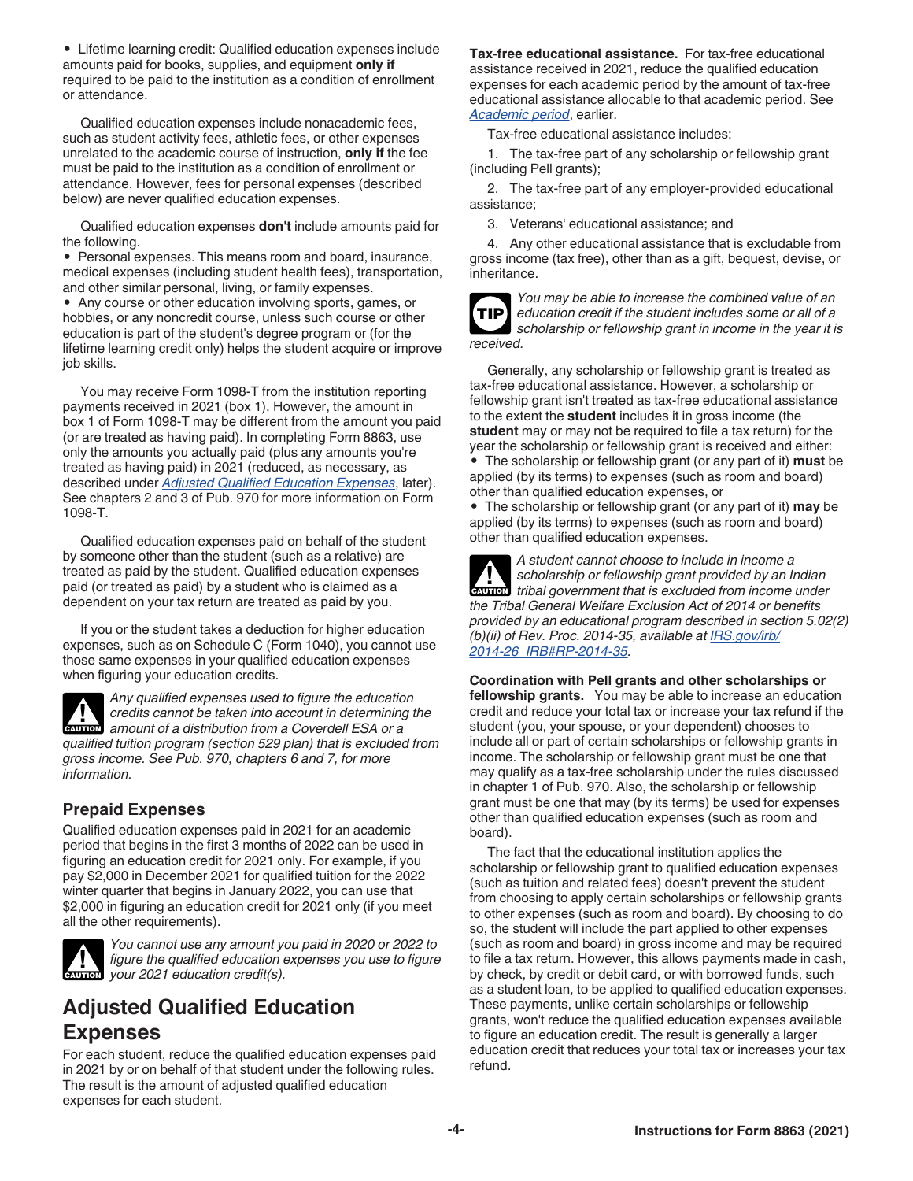- Lifetime learning credit: Qualified education expenses include amounts paid for books, supplies, and equipment **only if** required to be paid to the institution as a condition of enrollment or attendance.

Qualified education expenses include nonacademic fees, such as student activity fees, athletic fees, or other expenses unrelated to the academic course of instruction, **only if** the fee must be paid to the institution as a condition of enrollment or attendance. However, fees for personal expenses (described below) are never qualified education expenses.

Qualified education expenses **don't** include amounts paid for the following.

- Personal expenses. This means room and board, insurance, medical expenses (including student health fees), transportation, and other similar personal, living, or family expenses.
- Any course or other education involving sports, games, or hobbies, or any noncredit course, unless such course or other education is part of the student's degree program or (for the lifetime learning credit only) helps the student acquire or improve job skills.

You may receive Form 1098-T from the institution reporting payments received in 2021 (box 1). However, the amount in box 1 of Form 1098-T may be different from the amount you paid (or are treated as having paid). In completing Form 8863, use only the amounts you actually paid (plus any amounts you're treated as having paid) in 2021 (reduced, as necessary, as described under *Adjusted Qualified Education Expenses*, later). See chapters 2 and 3 of Pub. 970 for more information on Form 1098-T.

Qualified education expenses paid on behalf of the student by someone other than the student (such as a relative) are treated as paid by the student. Qualified education expenses paid (or treated as paid) by a student who is claimed as a dependent on your tax return are treated as paid by you.

If you or the student takes a deduction for higher education expenses, such as on Schedule C (Form 1040), you cannot use those same expenses in your qualified education expenses when figuring your education credits.

**CAUTION** *Any qualified expenses used to figure the education credits cannot be taken into account in determining the amount of a distribution from a Coverdell ESA or a qualified tuition program (section 529 plan) that is excluded from gross income. See Pub. 970, chapters 6 and 7, for more information.*

### Prepaid Expenses

Qualified education expenses paid in 2021 for an academic period that begins in the first 3 months of 2022 can be used in figuring an education credit for 2021 only. For example, if you pay $2,000 in December 2021 for qualified tuition for the 2022 winter quarter that begins in January 2022, you can use that $2,000 in figuring an education credit for 2021 only (if you meet all the other requirements).

**CAUTION** *You cannot use any amount you paid in 2020 or 2022 to figure the qualified education expenses you use to figure your 2021 education credit(s).*

## Adjusted Qualified Education Expenses

For each student, reduce the qualified education expenses paid in 2021 by or on behalf of that student under the following rules. The result is the amount of adjusted qualified education expenses for each student.

**Tax-free educational assistance.** For tax-free educational assistance received in 2021, reduce the qualified education expenses for each academic period by the amount of tax-free educational assistance allocable to that academic period. See *Academic period*, earlier.

Tax-free educational assistance includes:

1. The tax-free part of any scholarship or fellowship grant (including Pell grants);
2. The tax-free part of any employer-provided educational assistance;
3. Veterans' educational assistance; and
4. Any other educational assistance that is excludable from gross income (tax free), other than as a gift, bequest, devise, or inheritance.

**TIP** *You may be able to increase the combined value of an education credit if the student includes some or all of a scholarship or fellowship grant in income in the year it is received.*

Generally, any scholarship or fellowship grant is treated as tax-free educational assistance. However, a scholarship or fellowship grant isn't treated as tax-free educational assistance to the extent the **student** includes it in gross income (the **student** may or may not be required to file a tax return) for the year the scholarship or fellowship grant is received and either:

- The scholarship or fellowship grant (or any part of it) **must** be applied (by its terms) to expenses (such as room and board) other than qualified education expenses, or
- The scholarship or fellowship grant (or any part of it) **may** be applied (by its terms) to expenses (such as room and board) other than qualified education expenses.

**CAUTION** *A student cannot choose to include in income a scholarship or fellowship grant provided by an Indian tribal government that is excluded from income under the Tribal General Welfare Exclusion Act of 2014 or benefits provided by an educational program described in section 5.02(2)(b)(ii) of Rev. Proc. 2014-35, available at IRS.gov/irb/2014-26_IRB#RP-2014-35.*

**Coordination with Pell grants and other scholarships or fellowship grants.** You may be able to increase an education credit and reduce your total tax or increase your tax refund if the student (you, your spouse, or your dependent) chooses to include all or part of certain scholarships or fellowship grants in income. The scholarship or fellowship grant must be one that may qualify as a tax-free scholarship under the rules discussed in chapter 1 of Pub. 970. Also, the scholarship or fellowship grant must be one that may (by its terms) be used for expenses other than qualified education expenses (such as room and board).

The fact that the educational institution applies the scholarship or fellowship grant to qualified education expenses (such as tuition and related fees) doesn't prevent the student from choosing to apply certain scholarships or fellowship grants to other expenses (such as room and board). By choosing to do so, the student will include the part applied to other expenses (such as room and board) in gross income and may be required to file a tax return. However, this allows payments made in cash, by check, by credit or debit card, or with borrowed funds, such as a student loan, to be applied to qualified education expenses. These payments, unlike certain scholarships or fellowship grants, won't reduce the qualified education expenses available to figure an education credit. The result is generally a larger education credit that reduces your total tax or increases your tax refund.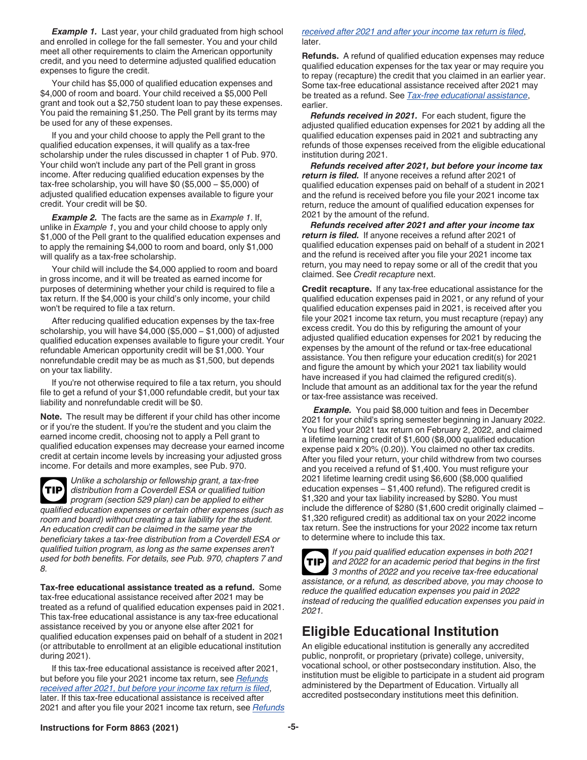***Example 1.*** Last year, your child graduated from high school and enrolled in college for the fall semester. You and your child meet all other requirements to claim the American opportunity credit, and you need to determine adjusted qualified education expenses to figure the credit.

Your child has $5,000 of qualified education expenses and $4,000 of room and board. Your child received a $5,000 Pell grant and took out a $2,750 student loan to pay these expenses. You paid the remaining $1,250. The Pell grant by its terms may be used for any of these expenses.

If you and your child choose to apply the Pell grant to the qualified education expenses, it will qualify as a tax-free scholarship under the rules discussed in chapter 1 of Pub. 970. Your child won't include any part of the Pell grant in gross income. After reducing qualified education expenses by the tax-free scholarship, you will have $0 ($5,000 – $5,000) of adjusted qualified education expenses available to figure your credit. Your credit will be $0.

***Example 2.*** The facts are the same as in *Example 1*. If, unlike in *Example 1*, you and your child choose to apply only $1,000 of the Pell grant to the qualified education expenses and to apply the remaining $4,000 to room and board, only $1,000 will qualify as a tax-free scholarship.

Your child will include the $4,000 applied to room and board in gross income, and it will be treated as earned income for purposes of determining whether your child is required to file a tax return. If the $4,000 is your child's only income, your child won't be required to file a tax return.

After reducing qualified education expenses by the tax-free scholarship, you will have $4,000 ($5,000 – $1,000) of adjusted qualified education expenses available to figure your credit. Your refundable American opportunity credit will be $1,000. Your nonrefundable credit may be as much as $1,500, but depends on your tax liability.

If you're not otherwise required to file a tax return, you should file to get a refund of your $1,000 refundable credit, but your tax liability and nonrefundable credit will be $0.

**Note.** The result may be different if your child has other income or if you're the student. If you're the student and you claim the earned income credit, choosing not to apply a Pell grant to qualified education expenses may decrease your earned income credit at certain income levels by increasing your adjusted gross income. For details and more examples, see Pub. 970.

**TIP** *Unlike a scholarship or fellowship grant, a tax-free distribution from a Coverdell ESA or qualified tuition program (section 529 plan) can be applied to either qualified education expenses or certain other expenses (such as room and board) without creating a tax liability for the student. An education credit can be claimed in the same year the beneficiary takes a tax-free distribution from a Coverdell ESA or qualified tuition program, as long as the same expenses aren't used for both benefits. For details, see Pub. 970, chapters 7 and 8.*

**Tax-free educational assistance treated as a refund.** Some tax-free educational assistance received after 2021 may be treated as a refund of qualified education expenses paid in 2021. This tax-free educational assistance is any tax-free educational assistance received by you or anyone else after 2021 for qualified education expenses paid on behalf of a student in 2021 (or attributable to enrollment at an eligible educational institution during 2021).

If this tax-free educational assistance is received after 2021, but before you file your 2021 income tax return, see *Refunds received after 2021, but before your income tax return is filed*, later. If this tax-free educational assistance is received after 2021 and after you file your 2021 income tax return, see *Refunds received after 2021 and after your income tax return is filed*, later.

**Refunds.** A refund of qualified education expenses may reduce qualified education expenses for the tax year or may require you to repay (recapture) the credit that you claimed in an earlier year. Some tax-free educational assistance received after 2021 may be treated as a refund. See *Tax-free educational assistance*, earlier.

***Refunds received in 2021.*** For each student, figure the adjusted qualified education expenses for 2021 by adding all the qualified education expenses paid in 2021 and subtracting any refunds of those expenses received from the eligible educational institution during 2021.

***Refunds received after 2021, but before your income tax return is filed.*** If anyone receives a refund after 2021 of qualified education expenses paid on behalf of a student in 2021 and the refund is received before you file your 2021 income tax return, reduce the amount of qualified education expenses for 2021 by the amount of the refund.

***Refunds received after 2021 and after your income tax return is filed.*** If anyone receives a refund after 2021 of qualified education expenses paid on behalf of a student in 2021 and the refund is received after you file your 2021 income tax return, you may need to repay some or all of the credit that you claimed. See *Credit recapture* next.

**Credit recapture.** If any tax-free educational assistance for the qualified education expenses paid in 2021, or any refund of your qualified education expenses paid in 2021, is received after you file your 2021 income tax return, you must recapture (repay) any excess credit. You do this by refiguring the amount of your adjusted qualified education expenses for 2021 by reducing the expenses by the amount of the refund or tax-free educational assistance. You then refigure your education credit(s) for 2021 and figure the amount by which your 2021 tax liability would have increased if you had claimed the refigured credit(s). Include that amount as an additional tax for the year the refund or tax-free assistance was received.

***Example.*** You paid $8,000 tuition and fees in December 2021 for your child's spring semester beginning in January 2022. You filed your 2021 tax return on February 2, 2022, and claimed a lifetime learning credit of $1,600 ($8,000 qualified education expense paid x 20% (0.20)). You claimed no other tax credits. After you filed your return, your child withdrew from two courses and you received a refund of $1,400. You must refigure your 2021 lifetime learning credit using $6,600 ($8,000 qualified education expenses – $1,400 refund). The refigured credit is $1,320 and your tax liability increased by $280. You must include the difference of $280 ($1,600 credit originally claimed – $1,320 refigured credit) as additional tax on your 2022 income tax return. See the instructions for your 2022 income tax return to determine where to include this tax.

**TIP** *If you paid qualified education expenses in both 2021 and 2022 for an academic period that begins in the first 3 months of 2022 and you receive tax-free educational assistance, or a refund, as described above, you may choose to reduce the qualified education expenses you paid in 2022 instead of reducing the qualified education expenses you paid in 2021.*

## Eligible Educational Institution

An eligible educational institution is generally any accredited public, nonprofit, or proprietary (private) college, university, vocational school, or other postsecondary institution. Also, the institution must be eligible to participate in a student aid program administered by the Department of Education. Virtually all accredited postsecondary institutions meet this definition.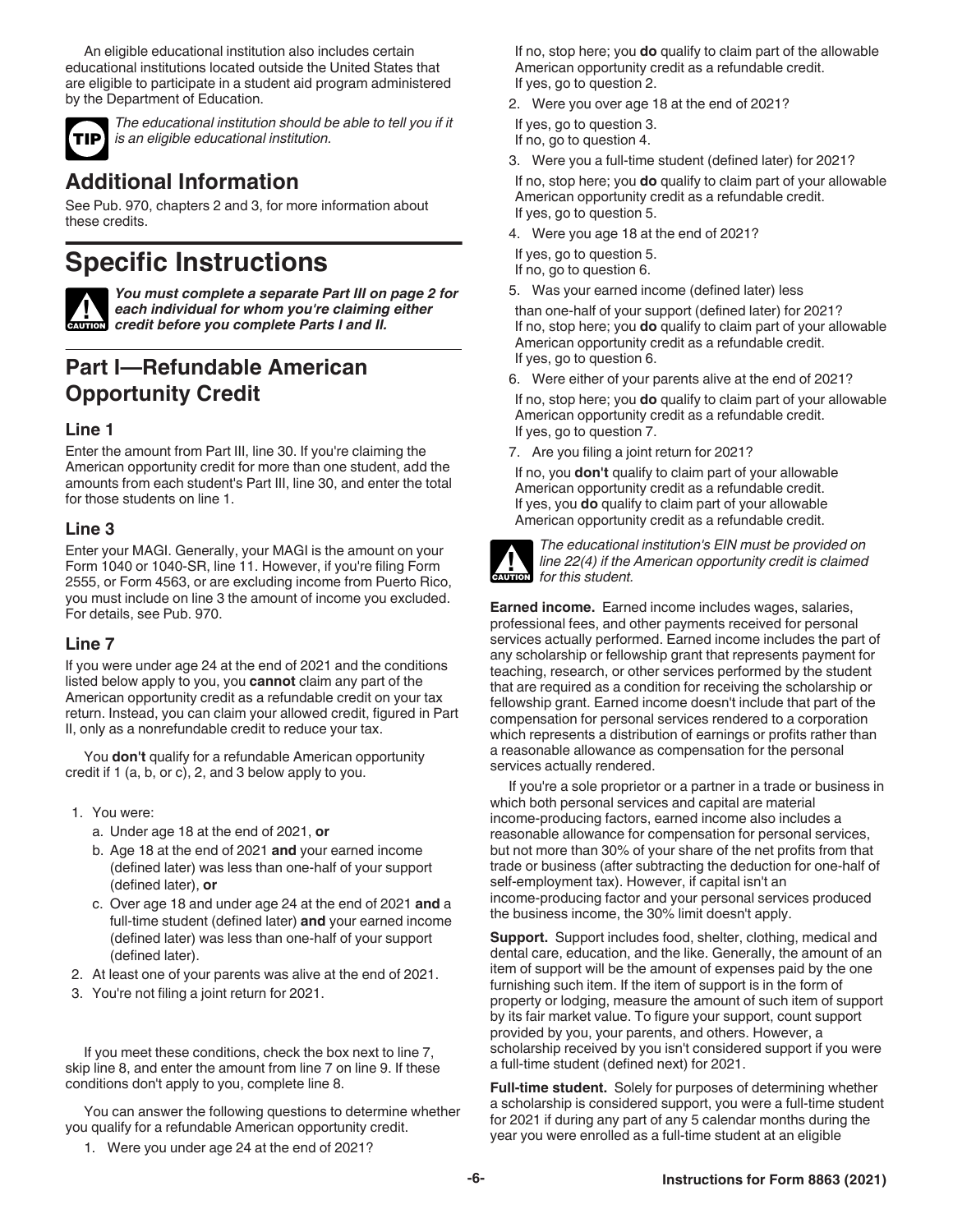An eligible educational institution also includes certain educational institutions located outside the United States that are eligible to participate in a student aid program administered by the Department of Education.

**TIP** *The educational institution should be able to tell you if it is an eligible educational institution.*

## Additional Information

See Pub. 970, chapters 2 and 3, for more information about these credits.

# Specific Instructions

**CAUTION** ***You must complete a separate Part III on page 2 for each individual for whom you're claiming either credit before you complete Parts I and II.***

## Part I—Refundable American Opportunity Credit

### Line 1

Enter the amount from Part III, line 30. If you're claiming the American opportunity credit for more than one student, add the amounts from each student's Part III, line 30, and enter the total for those students on line 1.

### Line 3

Enter your MAGI. Generally, your MAGI is the amount on your Form 1040 or 1040-SR, line 11. However, if you're filing Form 2555, or Form 4563, or are excluding income from Puerto Rico, you must include on line 3 the amount of income you excluded. For details, see Pub. 970.

### Line 7

If you were under age 24 at the end of 2021 and the conditions listed below apply to you, you **cannot** claim any part of the American opportunity credit as a refundable credit on your tax return. Instead, you can claim your allowed credit, figured in Part II, only as a nonrefundable credit to reduce your tax.

You **don't** qualify for a refundable American opportunity credit if 1 (a, b, or c), 2, and 3 below apply to you.

1. You were:
   a. Under age 18 at the end of 2021, **or**
   b. Age 18 at the end of 2021 **and** your earned income (defined later) was less than one-half of your support (defined later), **or**
   c. Over age 18 and under age 24 at the end of 2021 **and** a full-time student (defined later) **and** your earned income (defined later) was less than one-half of your support (defined later).
2. At least one of your parents was alive at the end of 2021.
3. You're not filing a joint return for 2021.

If you meet these conditions, check the box next to line 7, skip line 8, and enter the amount from line 7 on line 9. If these conditions don't apply to you, complete line 8.

You can answer the following questions to determine whether you qualify for a refundable American opportunity credit.

1. Were you under age 24 at the end of 2021?
   If no, stop here; you **do** qualify to claim part of the allowable American opportunity credit as a refundable credit.
   If yes, go to question 2.
2. Were you over age 18 at the end of 2021?
   If yes, go to question 3.
   If no, go to question 4.
3. Were you a full-time student (defined later) for 2021?
   If no, stop here; you **do** qualify to claim part of your allowable American opportunity credit as a refundable credit.
   If yes, go to question 5.
4. Were you age 18 at the end of 2021?
   If yes, go to question 5.
   If no, go to question 6.
5. Was your earned income (defined later) less than one-half of your support (defined later) for 2021?
   If no, stop here; you **do** qualify to claim part of your allowable American opportunity credit as a refundable credit.
   If yes, go to question 6.
6. Were either of your parents alive at the end of 2021?
   If no, stop here; you **do** qualify to claim part of your allowable American opportunity credit as a refundable credit.
   If yes, go to question 7.
7. Are you filing a joint return for 2021?
   If no, you **don't** qualify to claim part of your allowable American opportunity credit as a refundable credit.
   If yes, you **do** qualify to claim part of your allowable American opportunity credit as a refundable credit.

**CAUTION** *The educational institution's EIN must be provided on line 22(4) if the American opportunity credit is claimed for this student.*

**Earned income.** Earned income includes wages, salaries, professional fees, and other payments received for personal services actually performed. Earned income includes the part of any scholarship or fellowship grant that represents payment for teaching, research, or other services performed by the student that are required as a condition for receiving the scholarship or fellowship grant. Earned income doesn't include that part of the compensation for personal services rendered to a corporation which represents a distribution of earnings or profits rather than a reasonable allowance as compensation for the personal services actually rendered.

If you're a sole proprietor or a partner in a trade or business in which both personal services and capital are material income-producing factors, earned income also includes a reasonable allowance for compensation for personal services, but not more than 30% of your share of the net profits from that trade or business (after subtracting the deduction for one-half of self-employment tax). However, if capital isn't an income-producing factor and your personal services produced the business income, the 30% limit doesn't apply.

**Support.** Support includes food, shelter, clothing, medical and dental care, education, and the like. Generally, the amount of an item of support will be the amount of expenses paid by the one furnishing such item. If the item of support is in the form of property or lodging, measure the amount of such item of support by its fair market value. To figure your support, count support provided by you, your parents, and others. However, a scholarship received by you isn't considered support if you were a full-time student (defined next) for 2021.

**Full-time student.** Solely for purposes of determining whether a scholarship is considered support, you were a full-time student for 2021 if during any part of any 5 calendar months during the year you were enrolled as a full-time student at an eligible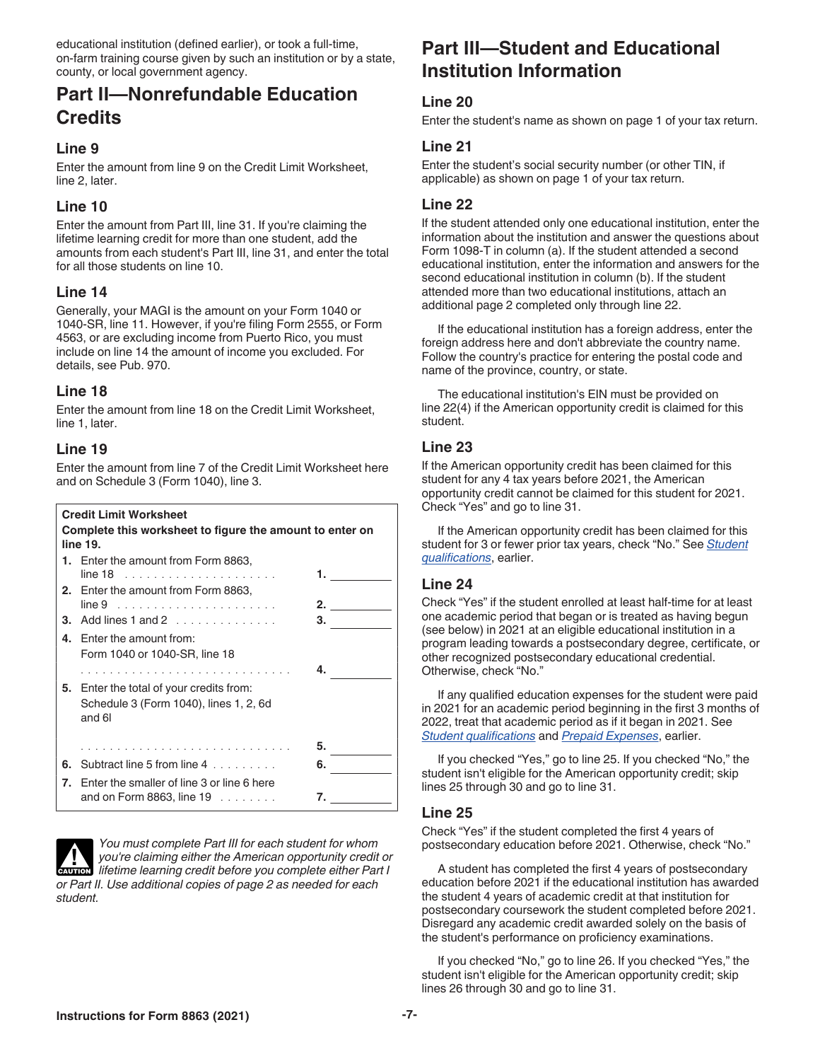educational institution (defined earlier), or took a full-time, on-farm training course given by such an institution or by a state, county, or local government agency.

## Part II—Nonrefundable Education Credits

### Line 9

Enter the amount from line 9 on the Credit Limit Worksheet, line 2, later.

### Line 10

Enter the amount from Part III, line 31. If you're claiming the lifetime learning credit for more than one student, add the amounts from each student's Part III, line 31, and enter the total for all those students on line 10.

### Line 14

Generally, your MAGI is the amount on your Form 1040 or 1040-SR, line 11. However, if you're filing Form 2555, or Form 4563, or are excluding income from Puerto Rico, you must include on line 14 the amount of income you excluded. For details, see Pub. 970.

### Line 18

Enter the amount from line 18 on the Credit Limit Worksheet, line 1, later.

### Line 19

Enter the amount from line 7 of the Credit Limit Worksheet here and on Schedule 3 (Form 1040), line 3.

**Credit Limit Worksheet**

**Complete this worksheet to figure the amount to enter on line 19.**

| | | | |
|---|---|---|---|
| **1.** | Enter the amount from Form 8863, line 18 | 1. | |
| **2.** | Enter the amount from Form 8863, line 9 | 2. | |
| **3.** | Add lines 1 and 2 | 3. | |
| **4.** | Enter the amount from: Form 1040 or 1040-SR, line 18 | 4. | |
| **5.** | Enter the total of your credits from: Schedule 3 (Form 1040), lines 1, 2, 6d and 6l | 5. | |
| **6.** | Subtract line 5 from line 4 | 6. | |
| **7.** | Enter the smaller of line 3 or line 6 here and on Form 8863, line 19 | 7. | |

**CAUTION** *You must complete Part III for each student for whom you're claiming either the American opportunity credit or lifetime learning credit before you complete either Part I or Part II. Use additional copies of page 2 as needed for each student.*

## Part III—Student and Educational Institution Information

### Line 20

Enter the student's name as shown on page 1 of your tax return.

### Line 21

Enter the student's social security number (or other TIN, if applicable) as shown on page 1 of your tax return.

### Line 22

If the student attended only one educational institution, enter the information about the institution and answer the questions about Form 1098-T in column (a). If the student attended a second educational institution, enter the information and answers for the second educational institution in column (b). If the student attended more than two educational institutions, attach an additional page 2 completed only through line 22.

If the educational institution has a foreign address, enter the foreign address here and don't abbreviate the country name. Follow the country's practice for entering the postal code and name of the province, country, or state.

The educational institution's EIN must be provided on line 22(4) if the American opportunity credit is claimed for this student.

### Line 23

If the American opportunity credit has been claimed for this student for any 4 tax years before 2021, the American opportunity credit cannot be claimed for this student for 2021. Check "Yes" and go to line 31.

If the American opportunity credit has been claimed for this student for 3 or fewer prior tax years, check "No." See *Student qualifications*, earlier.

### Line 24

Check "Yes" if the student enrolled at least half-time for at least one academic period that began or is treated as having begun (see below) in 2021 at an eligible educational institution in a program leading towards a postsecondary degree, certificate, or other recognized postsecondary educational credential. Otherwise, check "No."

If any qualified education expenses for the student were paid in 2021 for an academic period beginning in the first 3 months of 2022, treat that academic period as if it began in 2021. See *Student qualifications* and *Prepaid Expenses*, earlier.

If you checked "Yes," go to line 25. If you checked "No," the student isn't eligible for the American opportunity credit; skip lines 25 through 30 and go to line 31.

### Line 25

Check "Yes" if the student completed the first 4 years of postsecondary education before 2021. Otherwise, check "No."

A student has completed the first 4 years of postsecondary education before 2021 if the educational institution has awarded the student 4 years of academic credit at that institution for postsecondary coursework the student completed before 2021. Disregard any academic credit awarded solely on the basis of the student's performance on proficiency examinations.

If you checked "No," go to line 26. If you checked "Yes," the student isn't eligible for the American opportunity credit; skip lines 26 through 30 and go to line 31.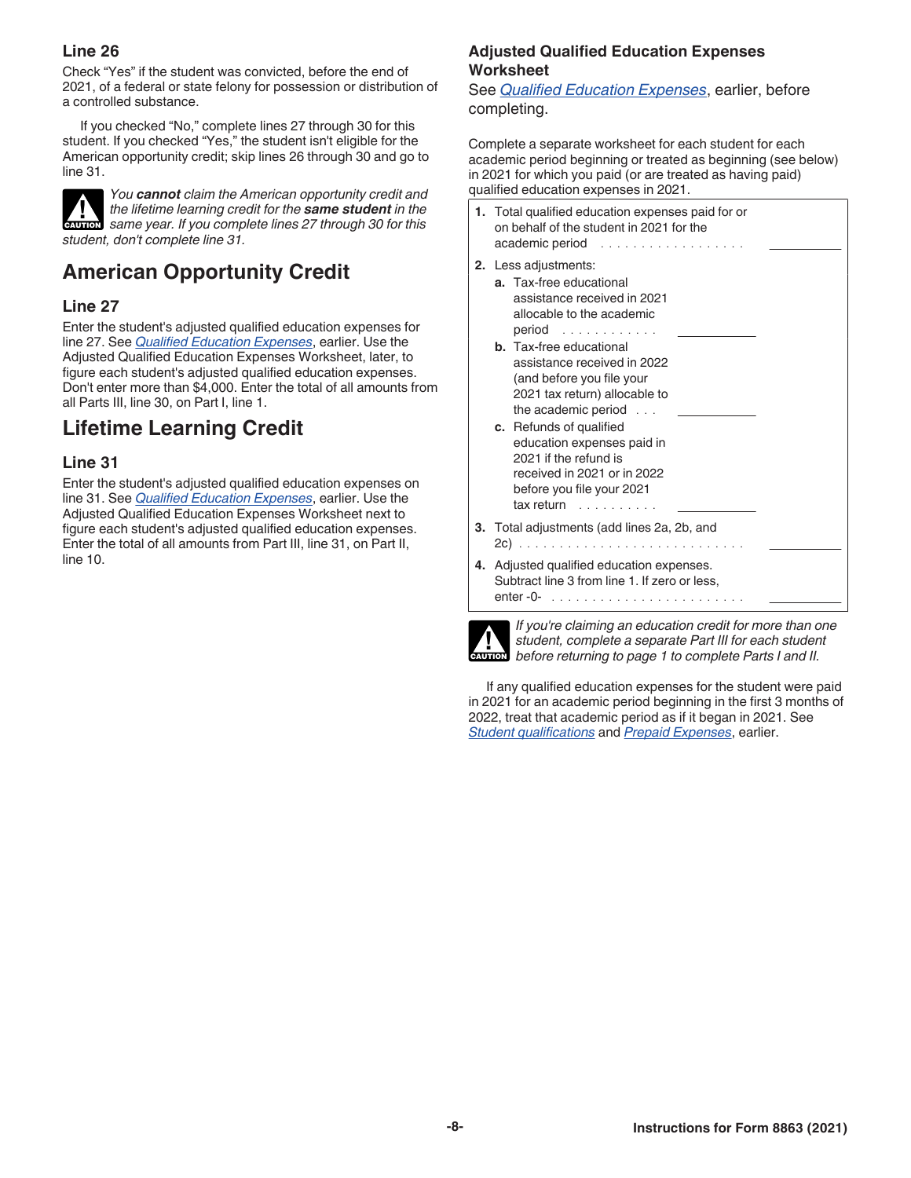### Line 26

Check "Yes" if the student was convicted, before the end of 2021, of a federal or state felony for possession or distribution of a controlled substance.

If you checked "No," complete lines 27 through 30 for this student. If you checked "Yes," the student isn't eligible for the American opportunity credit; skip lines 26 through 30 and go to line 31.

**CAUTION** *You **cannot** claim the American opportunity credit and the lifetime learning credit for the **same student** in the same year. If you complete lines 27 through 30 for this student, don't complete line 31.*

## American Opportunity Credit

### Line 27

Enter the student's adjusted qualified education expenses for line 27. See Qualified Education Expenses, earlier. Use the Adjusted Qualified Education Expenses Worksheet, later, to figure each student's adjusted qualified education expenses. Don't enter more than $4,000. Enter the total of all amounts from all Parts III, line 30, on Part I, line 1.

## Lifetime Learning Credit

### Line 31

Enter the student's adjusted qualified education expenses on line 31. See Qualified Education Expenses, earlier. Use the Adjusted Qualified Education Expenses Worksheet next to figure each student's adjusted qualified education expenses. Enter the total of all amounts from Part III, line 31, on Part II, line 10.

### Adjusted Qualified Education Expenses Worksheet

See Qualified Education Expenses, earlier, before completing.

Complete a separate worksheet for each student for each academic period beginning or treated as beginning (see below) in 2021 for which you paid (or are treated as having paid) qualified education expenses in 2021.

| | | |
|---|---|---|
| **1.** Total qualified education expenses paid for or on behalf of the student in 2021 for the academic period . . . . . . . . . . . . . . . . . . | | _______ |
| **2.** Less adjustments: | | |
| **a.** Tax-free educational assistance received in 2021 allocable to the academic period . . . . . . . . . . . . | _______ | |
| **b.** Tax-free educational assistance received in 2022 (and before you file your 2021 tax return) allocable to the academic period . . . | _______ | |
| **c.** Refunds of qualified education expenses paid in 2021 if the refund is received in 2021 or in 2022 before you file your 2021 tax return . . . . . . . . . . | _______ | |
| **3.** Total adjustments (add lines 2a, 2b, and 2c) . . . . . . . . . . . . . . . . . . . . . . . . . . . . | | _______ |
| **4.** Adjusted qualified education expenses. Subtract line 3 from line 1. If zero or less, enter -0- . . . . . . . . . . . . . . . . . . . . . . . . | | _______ |

**CAUTION** *If you're claiming an education credit for more than one student, complete a separate Part III for each student before returning to page 1 to complete Parts I and II.*

If any qualified education expenses for the student were paid in 2021 for an academic period beginning in the first 3 months of 2022, treat that academic period as if it began in 2021. See Student qualifications and Prepaid Expenses, earlier.